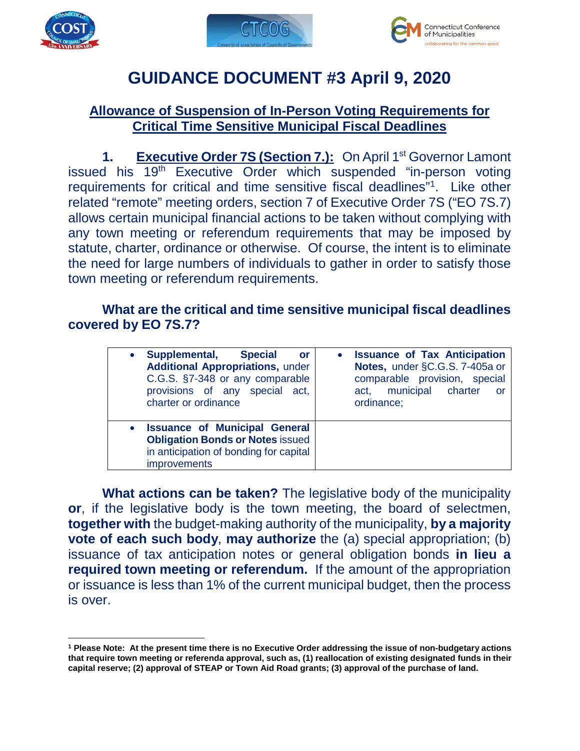# GUIDANCE DOCUMENT #3 April 9, 2020

## Allowance of Suspension of In-Person Voting Requirements for Critical Time Sensitive Municipal Fiscal Deadlines

**1. Executive Order 7S (Section 7.):** On April 1st Governor Lamont issued his 19th Executive Order which suspended "in-person voting requirements for critical and time sensitive fiscal deadlines"[1]. Like other related "remote" meeting orders, section 7 of Executive Order 7S ("EO 7S.7) allows certain municipal financial actions to be taken without complying with any town meeting or referendum requirements that may be imposed by statute, charter, ordinance or otherwise. Of course, the intent is to eliminate the need for large numbers of individuals to gather in order to satisfy those town meeting or referendum requirements.

**What are the critical and time sensitive municipal fiscal deadlines covered by EO 7S.7?**

| | |
|---|---|
| • **Supplemental, Special or Additional Appropriations,** under C.G.S. §7-348 or any comparable provisions of any special act, charter or ordinance | • **Issuance of Tax Anticipation Notes,** under §C.G.S. 7-405a or comparable provision, special act, municipal charter or ordinance; |
| • **Issuance of Municipal General Obligation Bonds or Notes** issued in anticipation of bonding for capital improvements | |

**What actions can be taken?** The legislative body of the municipality **or**, if the legislative body is the town meeting, the board of selectmen, **together with** the budget-making authority of the municipality, **by a majority vote of each such body**, **may authorize** the (a) special appropriation; (b) issuance of tax anticipation notes or general obligation bonds **in lieu a required town meeting or referendum.** If the amount of the appropriation or issuance is less than 1% of the current municipal budget, then the process is over.

---

[1] **Please Note: At the present time there is no Executive Order addressing the issue of non-budgetary actions that require town meeting or referenda approval, such as, (1) reallocation of existing designated funds in their capital reserve; (2) approval of STEAP or Town Aid Road grants; (3) approval of the purchase of land.**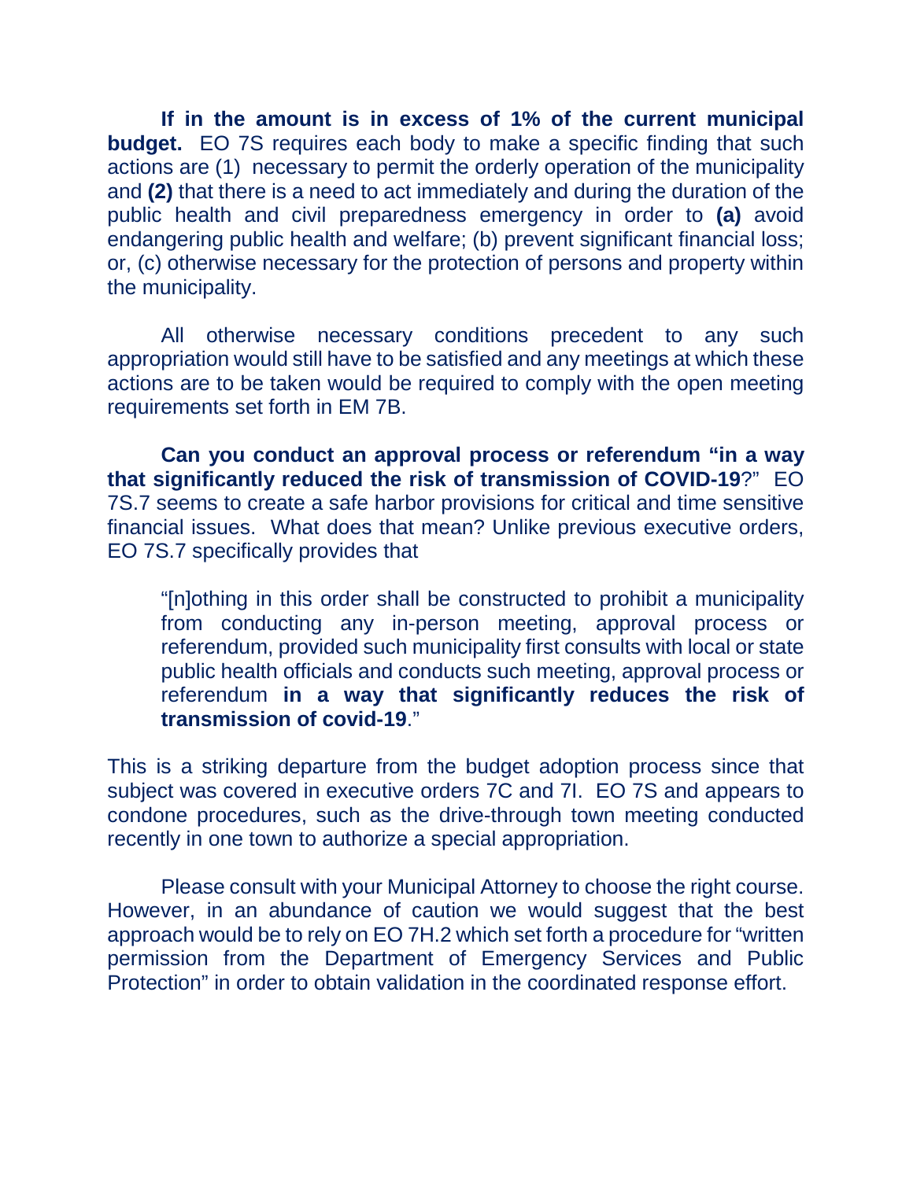**If in the amount is in excess of 1% of the current municipal budget.** EO 7S requires each body to make a specific finding that such actions are (1) necessary to permit the orderly operation of the municipality and **(2)** that there is a need to act immediately and during the duration of the public health and civil preparedness emergency in order to **(a)** avoid endangering public health and welfare; (b) prevent significant financial loss; or, (c) otherwise necessary for the protection of persons and property within the municipality.

All otherwise necessary conditions precedent to any such appropriation would still have to be satisfied and any meetings at which these actions are to be taken would be required to comply with the open meeting requirements set forth in EM 7B.

**Can you conduct an approval process or referendum "in a way that significantly reduced the risk of transmission of COVID-19**?" EO 7S.7 seems to create a safe harbor provisions for critical and time sensitive financial issues. What does that mean? Unlike previous executive orders, EO 7S.7 specifically provides that

> "[n]othing in this order shall be constructed to prohibit a municipality from conducting any in-person meeting, approval process or referendum, provided such municipality first consults with local or state public health officials and conducts such meeting, approval process or referendum **in a way that significantly reduces the risk of transmission of covid-19**."

This is a striking departure from the budget adoption process since that subject was covered in executive orders 7C and 7I. EO 7S and appears to condone procedures, such as the drive-through town meeting conducted recently in one town to authorize a special appropriation.

Please consult with your Municipal Attorney to choose the right course. However, in an abundance of caution we would suggest that the best approach would be to rely on EO 7H.2 which set forth a procedure for "written permission from the Department of Emergency Services and Public Protection" in order to obtain validation in the coordinated response effort.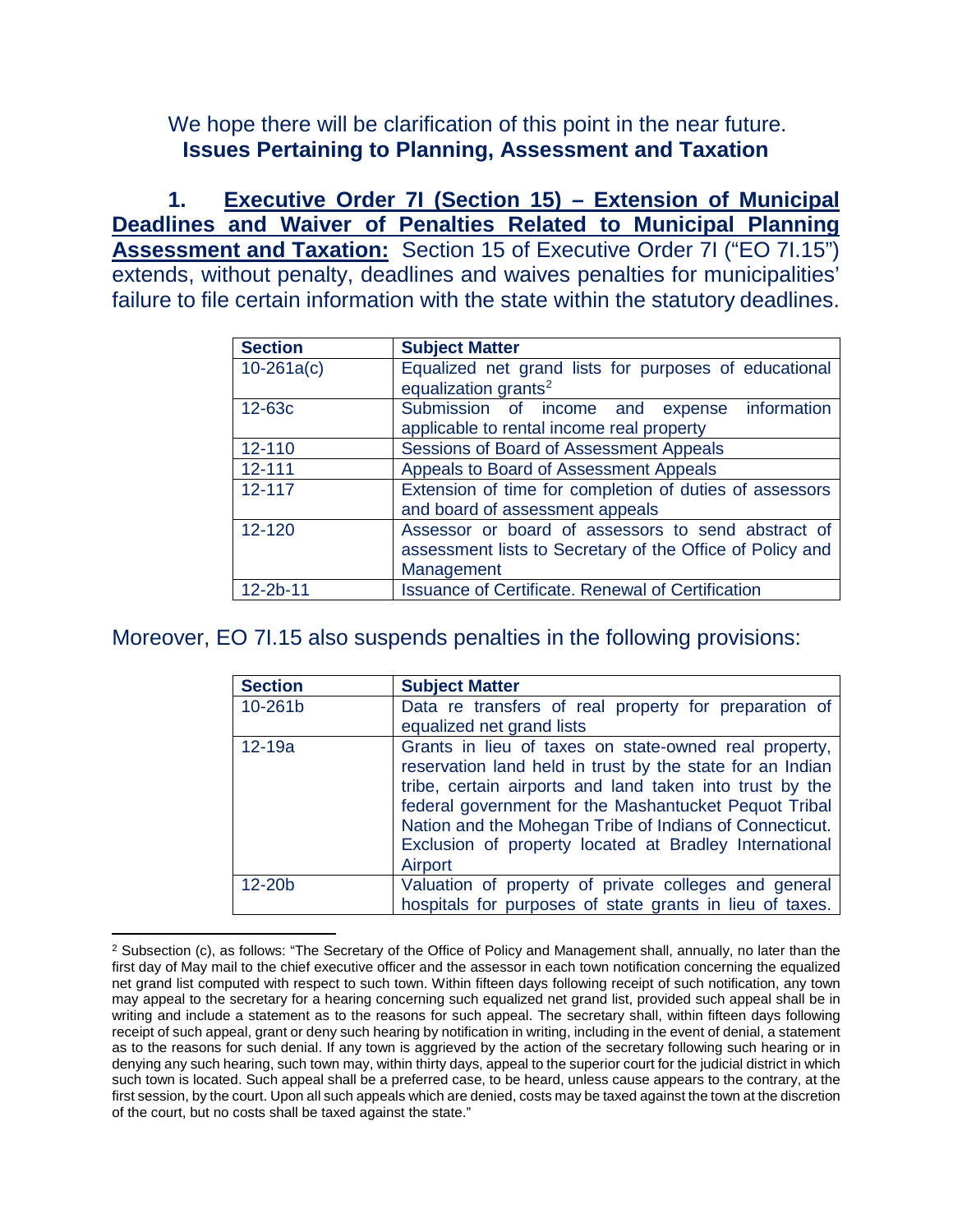We hope there will be clarification of this point in the near future.

## Issues Pertaining to Planning, Assessment and Taxation

**1. Executive Order 7I (Section 15) – Extension of Municipal Deadlines and Waiver of Penalties Related to Municipal Planning Assessment and Taxation:** Section 15 of Executive Order 7I ("EO 7I.15") extends, without penalty, deadlines and waives penalties for municipalities' failure to file certain information with the state within the statutory deadlines.

| Section | Subject Matter |
| --- | --- |
| 10-261a(c) | Equalized net grand lists for purposes of educational equalization grants[2] |
| 12-63c | Submission of income and expense information applicable to rental income real property |
| 12-110 | Sessions of Board of Assessment Appeals |
| 12-111 | Appeals to Board of Assessment Appeals |
| 12-117 | Extension of time for completion of duties of assessors and board of assessment appeals |
| 12-120 | Assessor or board of assessors to send abstract of assessment lists to Secretary of the Office of Policy and Management |
| 12-2b-11 | Issuance of Certificate. Renewal of Certification |

Moreover, EO 7I.15 also suspends penalties in the following provisions:

| Section | Subject Matter |
| --- | --- |
| 10-261b | Data re transfers of real property for preparation of equalized net grand lists |
| 12-19a | Grants in lieu of taxes on state-owned real property, reservation land held in trust by the state for an Indian tribe, certain airports and land taken into trust by the federal government for the Mashantucket Pequot Tribal Nation and the Mohegan Tribe of Indians of Connecticut. Exclusion of property located at Bradley International Airport |
| 12-20b | Valuation of property of private colleges and general hospitals for purposes of state grants in lieu of taxes. |

[2] Subsection (c), as follows: "The Secretary of the Office of Policy and Management shall, annually, no later than the first day of May mail to the chief executive officer and the assessor in each town notification concerning the equalized net grand list computed with respect to such town. Within fifteen days following receipt of such notification, any town may appeal to the secretary for a hearing concerning such equalized net grand list, provided such appeal shall be in writing and include a statement as to the reasons for such appeal. The secretary shall, within fifteen days following receipt of such appeal, grant or deny such hearing by notification in writing, including in the event of denial, a statement as to the reasons for such denial. If any town is aggrieved by the action of the secretary following such hearing or in denying any such hearing, such town may, within thirty days, appeal to the superior court for the judicial district in which such town is located. Such appeal shall be a preferred case, to be heard, unless cause appears to the contrary, at the first session, by the court. Upon all such appeals which are denied, costs may be taxed against the town at the discretion of the court, but no costs shall be taxed against the state."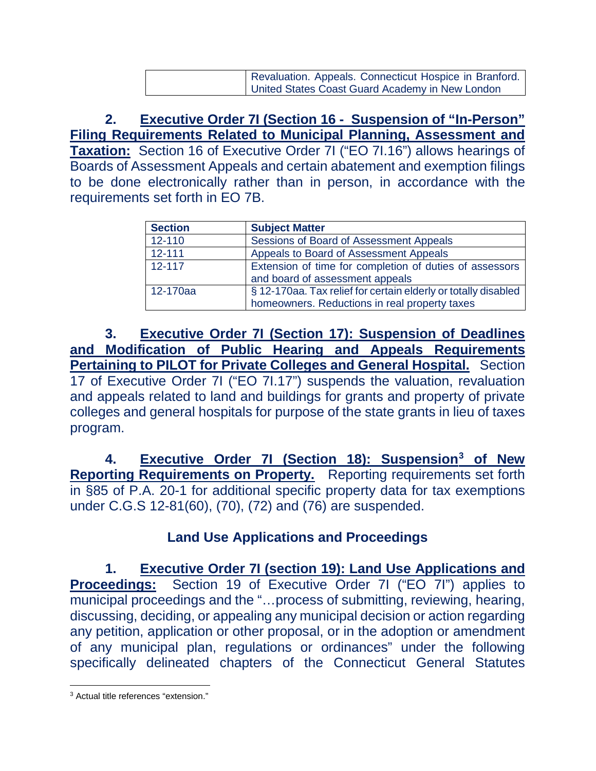| | Revaluation. Appeals. Connecticut Hospice in Branford. United States Coast Guard Academy in New London |
|---|---|

**2. Executive Order 7I (Section 16 - Suspension of "In-Person" Filing Requirements Related to Municipal Planning, Assessment and Taxation:** Section 16 of Executive Order 7I ("EO 7I.16") allows hearings of Boards of Assessment Appeals and certain abatement and exemption filings to be done electronically rather than in person, in accordance with the requirements set forth in EO 7B.

| Section | Subject Matter |
|---|---|
| 12-110 | Sessions of Board of Assessment Appeals |
| 12-111 | Appeals to Board of Assessment Appeals |
| 12-117 | Extension of time for completion of duties of assessors and board of assessment appeals |
| 12-170aa | § 12-170aa. Tax relief for certain elderly or totally disabled homeowners. Reductions in real property taxes |

**3. Executive Order 7I (Section 17): Suspension of Deadlines and Modification of Public Hearing and Appeals Requirements Pertaining to PILOT for Private Colleges and General Hospital.** Section 17 of Executive Order 7I ("EO 7I.17") suspends the valuation, revaluation and appeals related to land and buildings for grants and property of private colleges and general hospitals for purpose of the state grants in lieu of taxes program.

**4. Executive Order 7I (Section 18): Suspension[3] of New Reporting Requirements on Property.** Reporting requirements set forth in §85 of P.A. 20-1 for additional specific property data for tax exemptions under C.G.S 12-81(60), (70), (72) and (76) are suspended.

## Land Use Applications and Proceedings

**1. Executive Order 7I (section 19): Land Use Applications and Proceedings:** Section 19 of Executive Order 7I ("EO 7I") applies to municipal proceedings and the "…process of submitting, reviewing, hearing, discussing, deciding, or appealing any municipal decision or action regarding any petition, application or other proposal, or in the adoption or amendment of any municipal plan, regulations or ordinances" under the following specifically delineated chapters of the Connecticut General Statutes

[3] Actual title references "extension."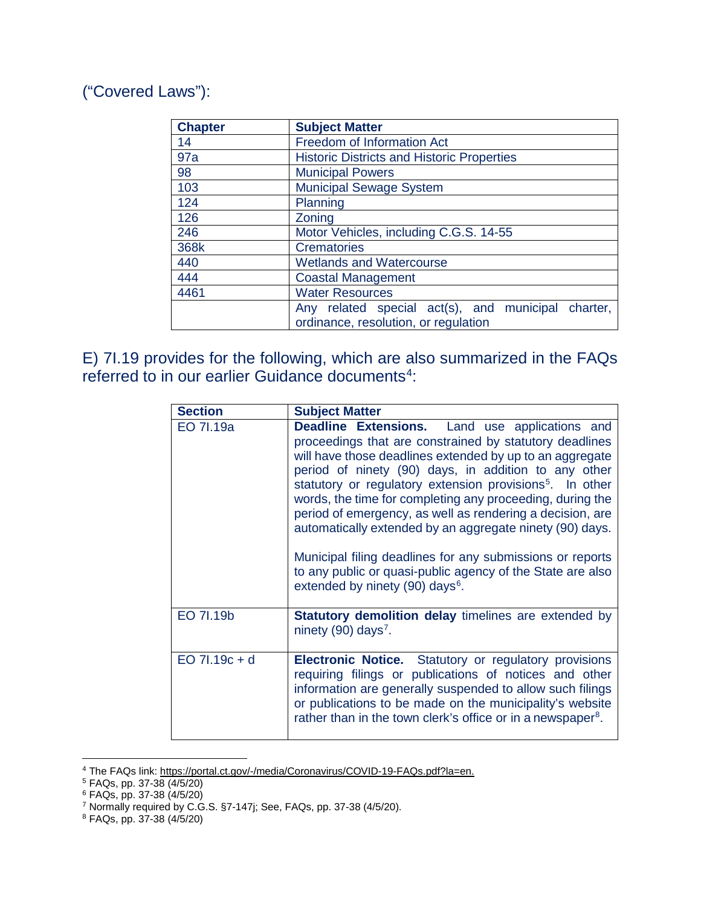(“Covered Laws”):

| Chapter | Subject Matter |
|---|---|
| 14 | Freedom of Information Act |
| 97a | Historic Districts and Historic Properties |
| 98 | Municipal Powers |
| 103 | Municipal Sewage System |
| 124 | Planning |
| 126 | Zoning |
| 246 | Motor Vehicles, including C.G.S. 14-55 |
| 368k | Crematories |
| 440 | Wetlands and Watercourse |
| 444 | Coastal Management |
| 4461 | Water Resources |
| | Any related special act(s), and municipal charter, ordinance, resolution, or regulation |

E) 7I.19 provides for the following, which are also summarized in the FAQs referred to in our earlier Guidance documents[4]:

| Section | Subject Matter |
|---|---|
| EO 7I.19a | **Deadline Extensions.** Land use applications and proceedings that are constrained by statutory deadlines will have those deadlines extended by up to an aggregate period of ninety (90) days, in addition to any other statutory or regulatory extension provisions[5]. In other words, the time for completing any proceeding, during the period of emergency, as well as rendering a decision, are automatically extended by an aggregate ninety (90) days.<br><br>Municipal filing deadlines for any submissions or reports to any public or quasi-public agency of the State are also extended by ninety (90) days[6]. |
| EO 7I.19b | **Statutory demolition delay** timelines are extended by ninety (90) days[7]. |
| EO 7I.19c + d | **Electronic Notice.** Statutory or regulatory provisions requiring filings or publications of notices and other information are generally suspended to allow such filings or publications to be made on the municipality's website rather than in the town clerk's office or in a newspaper[8]. |

[4] The FAQs link: https://portal.ct.gov/-/media/Coronavirus/COVID-19-FAQs.pdf?la=en.

[5] FAQs, pp. 37-38 (4/5/20)

[6] FAQs, pp. 37-38 (4/5/20)

[7] Normally required by C.G.S. §7-147j; See, FAQs, pp. 37-38 (4/5/20).

[8] FAQs, pp. 37-38 (4/5/20)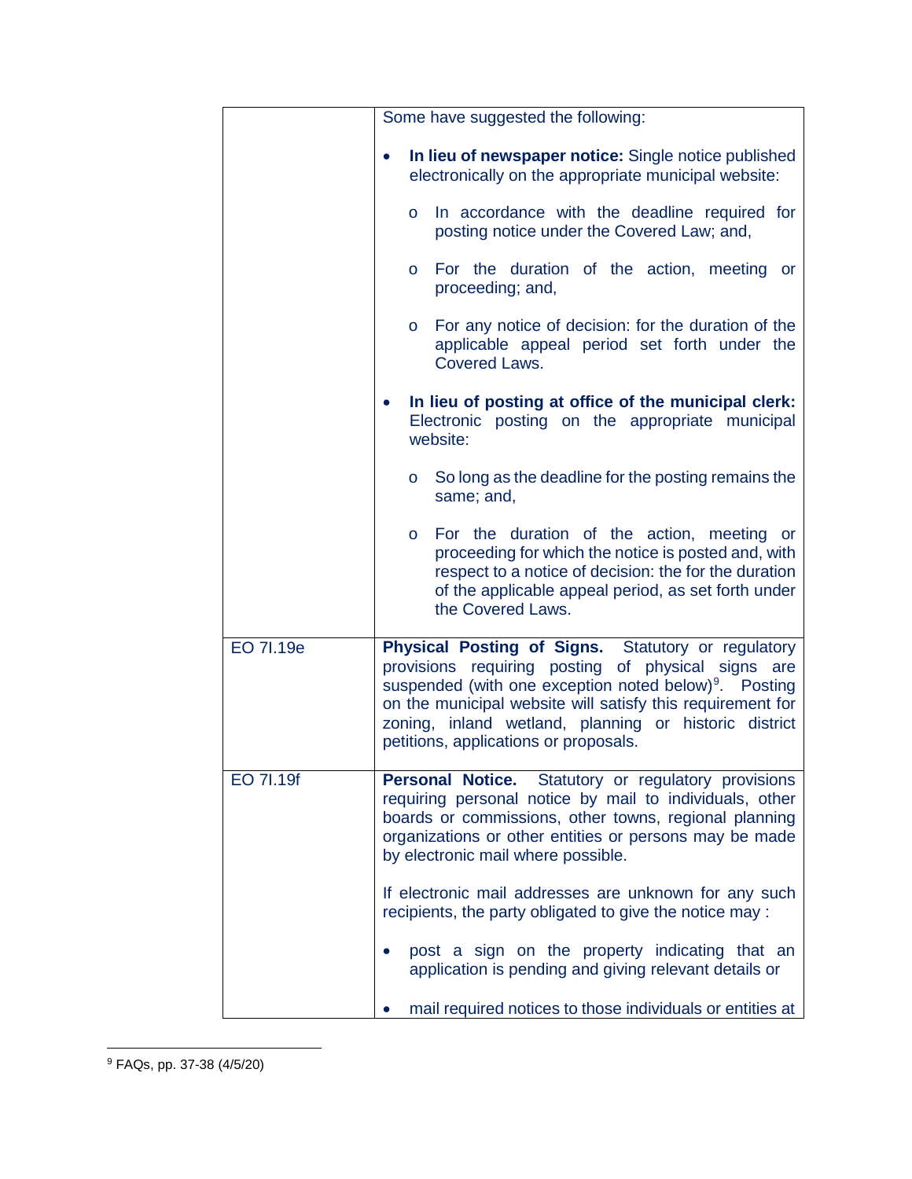| | |
|---|---|
| | Some have suggested the following:<br><br>• **In lieu of newspaper notice:** Single notice published electronically on the appropriate municipal website:<br>  o In accordance with the deadline required for posting notice under the Covered Law; and,<br>  o For the duration of the action, meeting or proceeding; and,<br>  o For any notice of decision: for the duration of the applicable appeal period set forth under the Covered Laws.<br><br>• **In lieu of posting at office of the municipal clerk:** Electronic posting on the appropriate municipal website:<br>  o So long as the deadline for the posting remains the same; and,<br>  o For the duration of the action, meeting or proceeding for which the notice is posted and, with respect to a notice of decision: the for the duration of the applicable appeal period, as set forth under the Covered Laws. |
| EO 7I.19e | **Physical Posting of Signs.** Statutory or regulatory provisions requiring posting of physical signs are suspended (with one exception noted below)[9]. Posting on the municipal website will satisfy this requirement for zoning, inland wetland, planning or historic district petitions, applications or proposals. |
| EO 7I.19f | **Personal Notice.** Statutory or regulatory provisions requiring personal notice by mail to individuals, other boards or commissions, other towns, regional planning organizations or other entities or persons may be made by electronic mail where possible.<br><br>If electronic mail addresses are unknown for any such recipients, the party obligated to give the notice may :<br><br>• post a sign on the property indicating that an application is pending and giving relevant details or<br><br>• mail required notices to those individuals or entities at |

[9] FAQs, pp. 37-38 (4/5/20)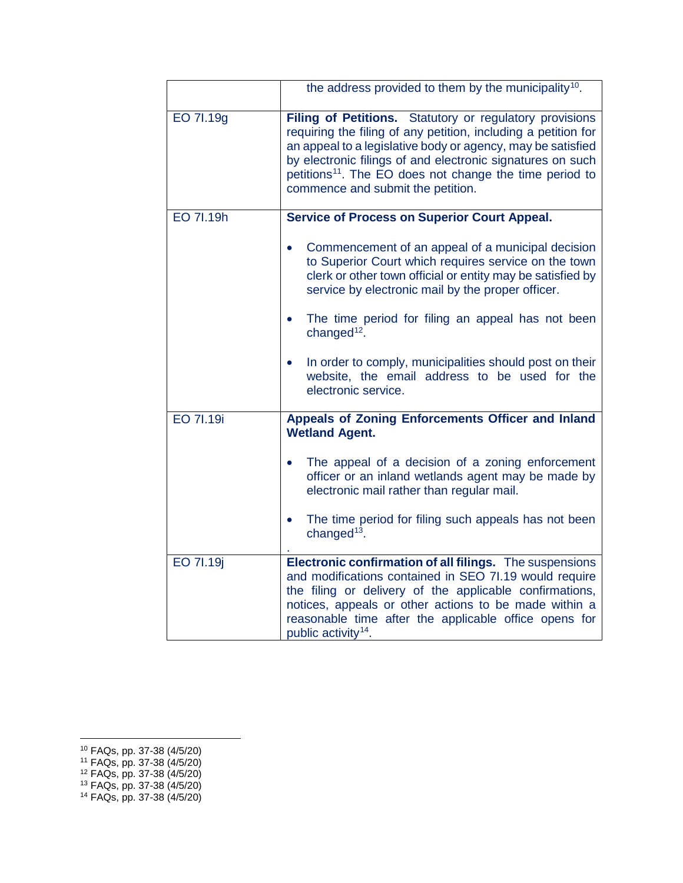| | |
|---|---|
| | the address provided to them by the municipality[10]. |
| EO 7I.19g | **Filing of Petitions.** Statutory or regulatory provisions requiring the filing of any petition, including a petition for an appeal to a legislative body or agency, may be satisfied by electronic filings of and electronic signatures on such petitions[11]. The EO does not change the time period to commence and submit the petition. |
| EO 7I.19h | **Service of Process on Superior Court Appeal.**<br><br>• Commencement of an appeal of a municipal decision to Superior Court which requires service on the town clerk or other town official or entity may be satisfied by service by electronic mail by the proper officer.<br><br>• The time period for filing an appeal has not been changed[12].<br><br>• In order to comply, municipalities should post on their website, the email address to be used for the electronic service. |
| EO 7I.19i | **Appeals of Zoning Enforcements Officer and Inland Wetland Agent.**<br><br>• The appeal of a decision of a zoning enforcement officer or an inland wetlands agent may be made by electronic mail rather than regular mail.<br><br>• The time period for filing such appeals has not been changed[13].<br><br>. |
| EO 7I.19j | **Electronic confirmation of all filings.** The suspensions and modifications contained in SEO 7I.19 would require the filing or delivery of the applicable confirmations, notices, appeals or other actions to be made within a reasonable time after the applicable office opens for public activity[14]. |

[10] FAQs, pp. 37-38 (4/5/20)
[11] FAQs, pp. 37-38 (4/5/20)
[12] FAQs, pp. 37-38 (4/5/20)
[13] FAQs, pp. 37-38 (4/5/20)
[14] FAQs, pp. 37-38 (4/5/20)